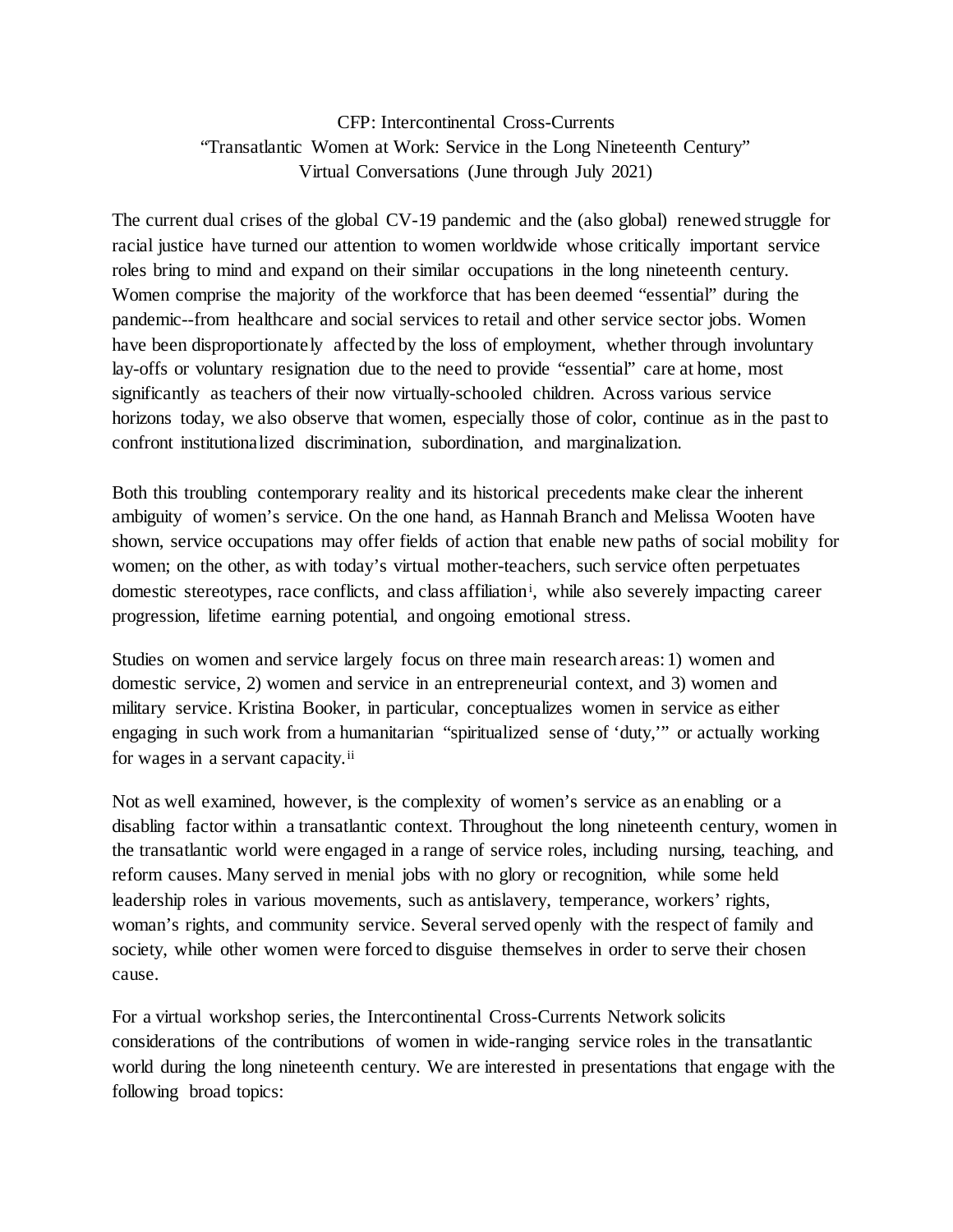CFP: Intercontinental Cross-Currents
"Transatlantic Women at Work: Service in the Long Nineteenth Century"
Virtual Conversations (June through July 2021)

The current dual crises of the global CV-19 pandemic and the (also global) renewed struggle for racial justice have turned our attention to women worldwide whose critically important service roles bring to mind and expand on their similar occupations in the long nineteenth century. Women comprise the majority of the workforce that has been deemed "essential" during the pandemic--from healthcare and social services to retail and other service sector jobs. Women have been disproportionately affected by the loss of employment, whether through involuntary lay-offs or voluntary resignation due to the need to provide "essential" care at home, most significantly as teachers of their now virtually-schooled children. Across various service horizons today, we also observe that women, especially those of color, continue as in the past to confront institutionalized discrimination, subordination, and marginalization.

Both this troubling contemporary reality and its historical precedents make clear the inherent ambiguity of women's service. On the one hand, as Hannah Branch and Melissa Wooten have shown, service occupations may offer fields of action that enable new paths of social mobility for women; on the other, as with today's virtual mother-teachers, such service often perpetuates domestic stereotypes, race conflicts, and class affiliation[i], while also severely impacting career progression, lifetime earning potential, and ongoing emotional stress.

Studies on women and service largely focus on three main research areas: 1) women and domestic service, 2) women and service in an entrepreneurial context, and 3) women and military service. Kristina Booker, in particular, conceptualizes women in service as either engaging in such work from a humanitarian "spiritualized sense of 'duty,'" or actually working for wages in a servant capacity.[ii]

Not as well examined, however, is the complexity of women's service as an enabling or a disabling factor within a transatlantic context. Throughout the long nineteenth century, women in the transatlantic world were engaged in a range of service roles, including nursing, teaching, and reform causes. Many served in menial jobs with no glory or recognition, while some held leadership roles in various movements, such as antislavery, temperance, workers' rights, woman's rights, and community service. Several served openly with the respect of family and society, while other women were forced to disguise themselves in order to serve their chosen cause.

For a virtual workshop series, the Intercontinental Cross-Currents Network solicits considerations of the contributions of women in wide-ranging service roles in the transatlantic world during the long nineteenth century. We are interested in presentations that engage with the following broad topics: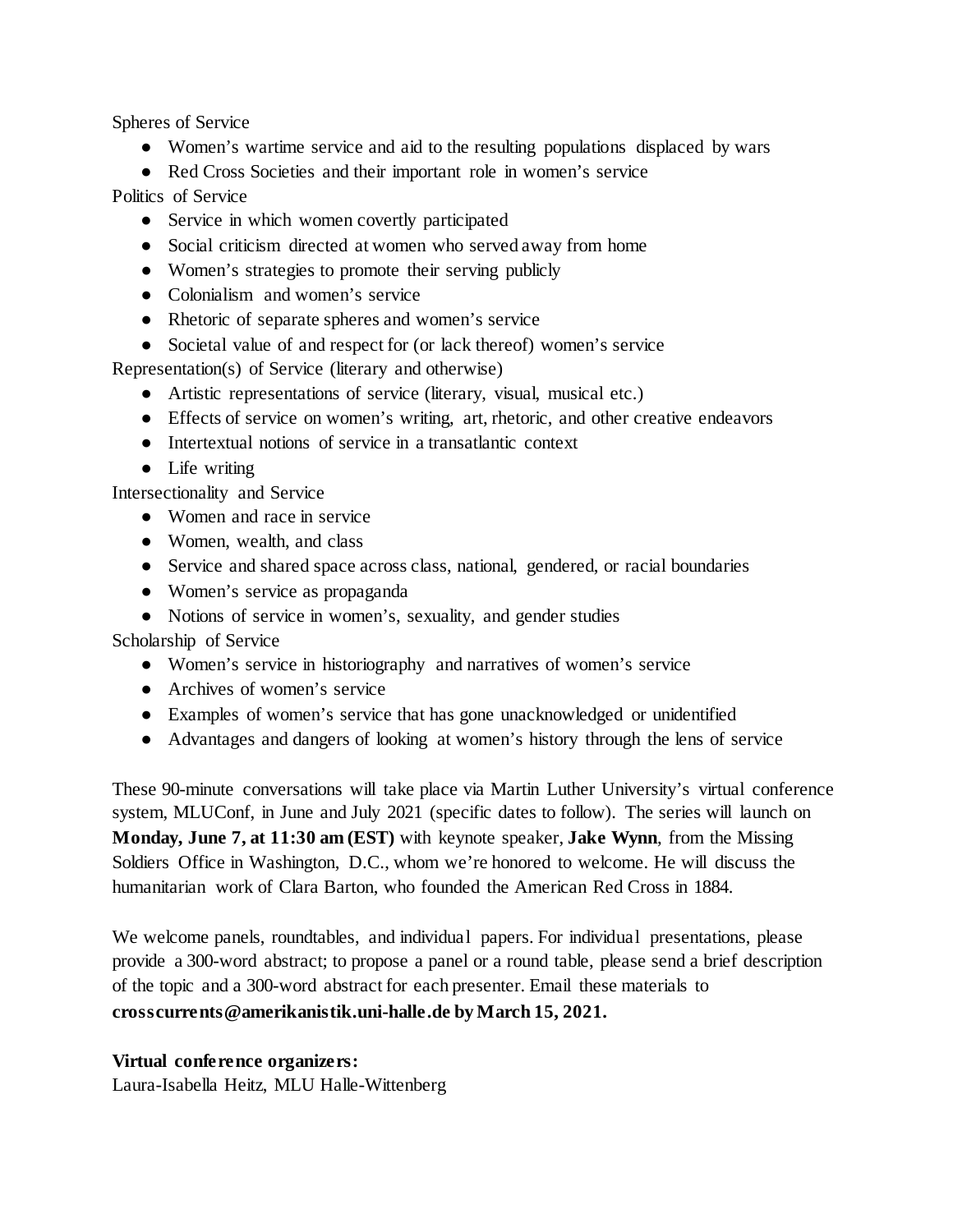Spheres of Service

- Women's wartime service and aid to the resulting populations displaced by wars
- Red Cross Societies and their important role in women's service

Politics of Service

- Service in which women covertly participated
- Social criticism directed at women who served away from home
- Women's strategies to promote their serving publicly
- Colonialism and women's service
- Rhetoric of separate spheres and women's service
- Societal value of and respect for (or lack thereof) women's service

Representation(s) of Service (literary and otherwise)

- Artistic representations of service (literary, visual, musical etc.)
- Effects of service on women's writing, art, rhetoric, and other creative endeavors
- Intertextual notions of service in a transatlantic context
- Life writing

Intersectionality and Service

- Women and race in service
- Women, wealth, and class
- Service and shared space across class, national, gendered, or racial boundaries
- Women's service as propaganda
- Notions of service in women's, sexuality, and gender studies

Scholarship of Service

- Women's service in historiography and narratives of women's service
- Archives of women's service
- Examples of women's service that has gone unacknowledged or unidentified
- Advantages and dangers of looking at women's history through the lens of service

These 90-minute conversations will take place via Martin Luther University's virtual conference system, MLUConf, in June and July 2021 (specific dates to follow). The series will launch on **Monday, June 7, at 11:30 am (EST)** with keynote speaker, **Jake Wynn**, from the Missing Soldiers Office in Washington, D.C., whom we're honored to welcome. He will discuss the humanitarian work of Clara Barton, who founded the American Red Cross in 1884.

We welcome panels, roundtables, and individual papers. For individual presentations, please provide a 300-word abstract; to propose a panel or a round table, please send a brief description of the topic and a 300-word abstract for each presenter. Email these materials to **crosscurrents@amerikanistik.uni-halle.de by March 15, 2021.**

**Virtual conference organizers:**

Laura-Isabella Heitz, MLU Halle-Wittenberg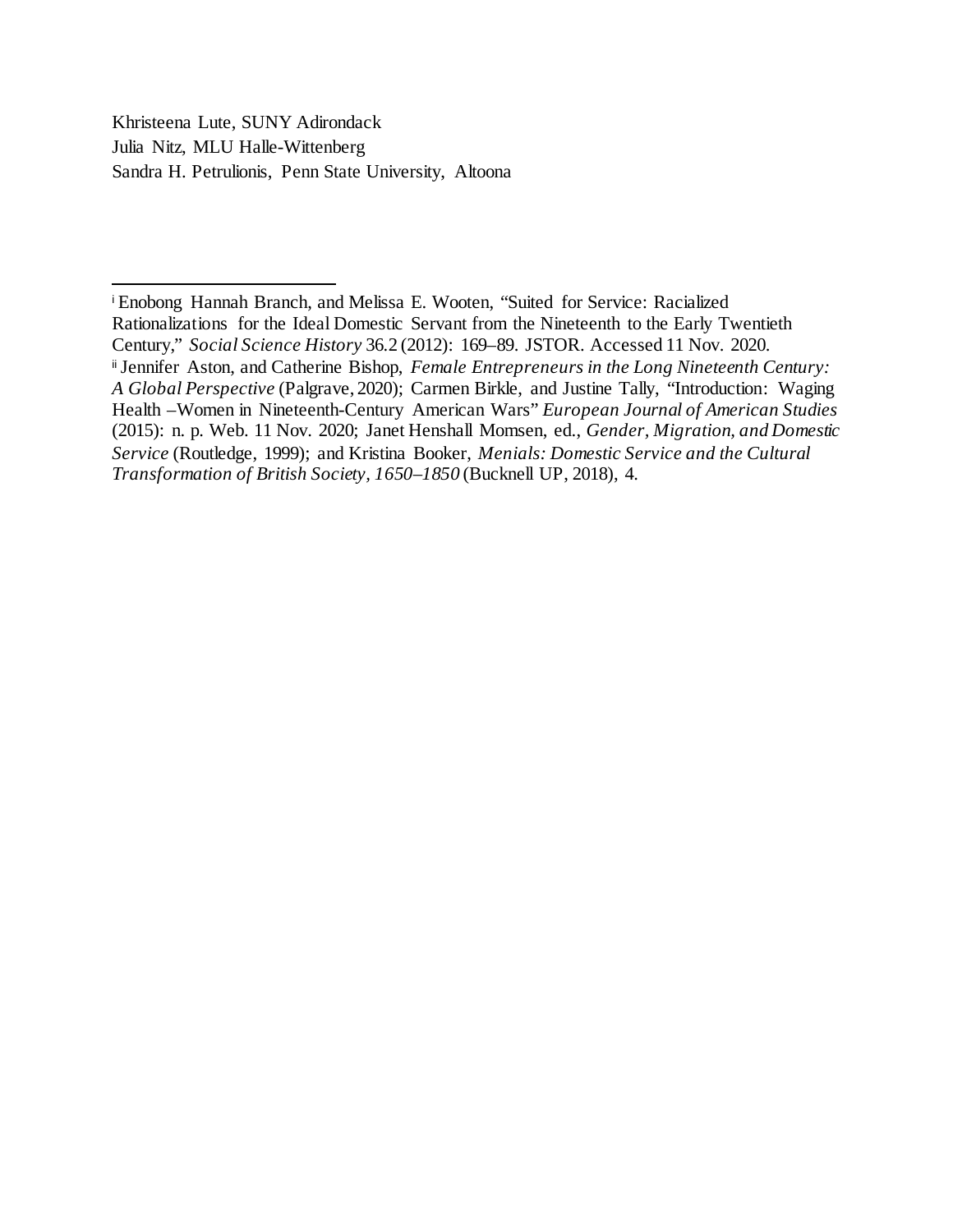Khristeena Lute, SUNY Adirondack
Julia Nitz, MLU Halle-Wittenberg
Sandra H. Petrulionis, Penn State University, Altoona

---

[i] Enobong Hannah Branch, and Melissa E. Wooten, "Suited for Service: Racialized Rationalizations for the Ideal Domestic Servant from the Nineteenth to the Early Twentieth Century," *Social Science History* 36.2 (2012): 169–89. JSTOR. Accessed 11 Nov. 2020.

[ii] Jennifer Aston, and Catherine Bishop, *Female Entrepreneurs in the Long Nineteenth Century: A Global Perspective* (Palgrave, 2020); Carmen Birkle, and Justine Tally, "Introduction: Waging Health –Women in Nineteenth-Century American Wars" *European Journal of American Studies* (2015): n. p. Web. 11 Nov. 2020; Janet Henshall Momsen, ed., *Gender, Migration, and Domestic Service* (Routledge, 1999); and Kristina Booker, *Menials: Domestic Service and the Cultural Transformation of British Society, 1650–1850* (Bucknell UP, 2018), 4.